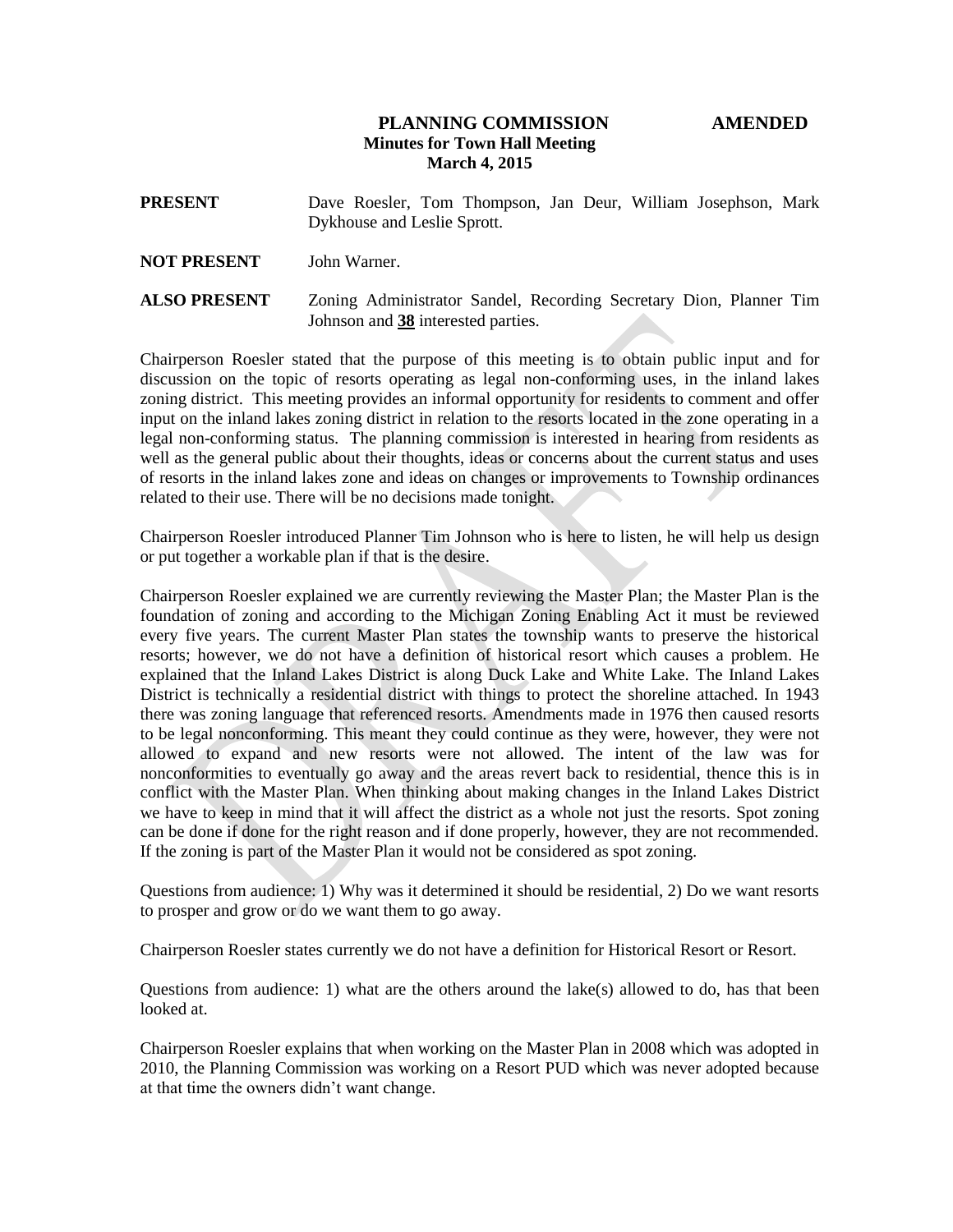# PLANNING COMMISSION AMENDED

## Minutes for Town Hall Meeting

## March 4, 2015

**PRESENT** Dave Roesler, Tom Thompson, Jan Deur, William Josephson, Mark Dykhouse and Leslie Sprott.

**NOT PRESENT** John Warner.

**ALSO PRESENT** Zoning Administrator Sandel, Recording Secretary Dion, Planner Tim Johnson and **38** interested parties.

Chairperson Roesler stated that the purpose of this meeting is to obtain public input and for discussion on the topic of resorts operating as legal non-conforming uses, in the inland lakes zoning district. This meeting provides an informal opportunity for residents to comment and offer input on the inland lakes zoning district in relation to the resorts located in the zone operating in a legal non-conforming status. The planning commission is interested in hearing from residents as well as the general public about their thoughts, ideas or concerns about the current status and uses of resorts in the inland lakes zone and ideas on changes or improvements to Township ordinances related to their use. There will be no decisions made tonight.

Chairperson Roesler introduced Planner Tim Johnson who is here to listen, he will help us design or put together a workable plan if that is the desire.

Chairperson Roesler explained we are currently reviewing the Master Plan; the Master Plan is the foundation of zoning and according to the Michigan Zoning Enabling Act it must be reviewed every five years. The current Master Plan states the township wants to preserve the historical resorts; however, we do not have a definition of historical resort which causes a problem. He explained that the Inland Lakes District is along Duck Lake and White Lake. The Inland Lakes District is technically a residential district with things to protect the shoreline attached. In 1943 there was zoning language that referenced resorts. Amendments made in 1976 then caused resorts to be legal nonconforming. This meant they could continue as they were, however, they were not allowed to expand and new resorts were not allowed. The intent of the law was for nonconformities to eventually go away and the areas revert back to residential, thence this is in conflict with the Master Plan. When thinking about making changes in the Inland Lakes District we have to keep in mind that it will affect the district as a whole not just the resorts. Spot zoning can be done if done for the right reason and if done properly, however, they are not recommended. If the zoning is part of the Master Plan it would not be considered as spot zoning.

Questions from audience: 1) Why was it determined it should be residential, 2) Do we want resorts to prosper and grow or do we want them to go away.

Chairperson Roesler states currently we do not have a definition for Historical Resort or Resort.

Questions from audience: 1) what are the others around the lake(s) allowed to do, has that been looked at.

Chairperson Roesler explains that when working on the Master Plan in 2008 which was adopted in 2010, the Planning Commission was working on a Resort PUD which was never adopted because at that time the owners didn't want change.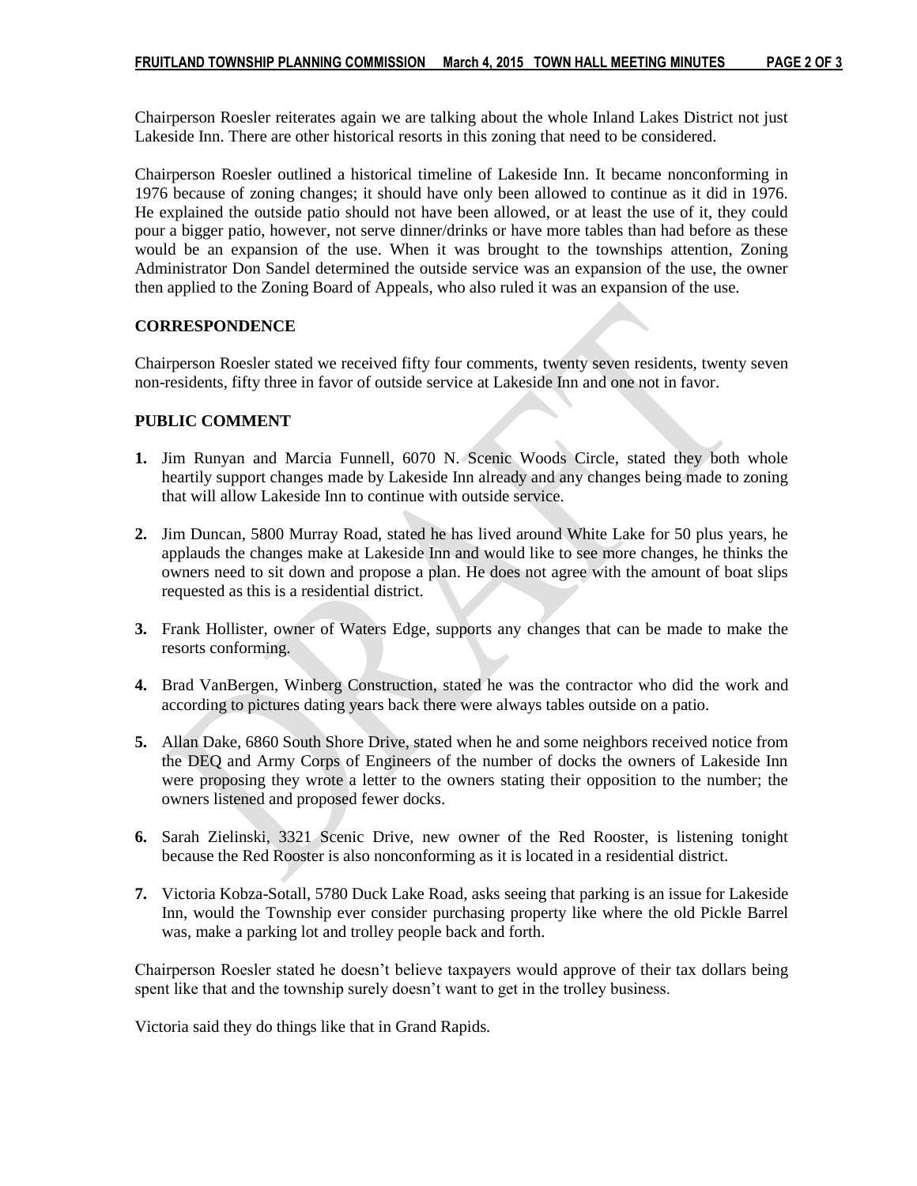Chairperson Roesler reiterates again we are talking about the whole Inland Lakes District not just Lakeside Inn. There are other historical resorts in this zoning that need to be considered.

Chairperson Roesler outlined a historical timeline of Lakeside Inn. It became nonconforming in 1976 because of zoning changes; it should have only been allowed to continue as it did in 1976. He explained the outside patio should not have been allowed, or at least the use of it, they could pour a bigger patio, however, not serve dinner/drinks or have more tables than had before as these would be an expansion of the use. When it was brought to the townships attention, Zoning Administrator Don Sandel determined the outside service was an expansion of the use, the owner then applied to the Zoning Board of Appeals, who also ruled it was an expansion of the use.

**CORRESPONDENCE**

Chairperson Roesler stated we received fifty four comments, twenty seven residents, twenty seven non-residents, fifty three in favor of outside service at Lakeside Inn and one not in favor.

**PUBLIC COMMENT**

1. Jim Runyan and Marcia Funnell, 6070 N. Scenic Woods Circle, stated they both whole heartily support changes made by Lakeside Inn already and any changes being made to zoning that will allow Lakeside Inn to continue with outside service.

2. Jim Duncan, 5800 Murray Road, stated he has lived around White Lake for 50 plus years, he applauds the changes make at Lakeside Inn and would like to see more changes, he thinks the owners need to sit down and propose a plan. He does not agree with the amount of boat slips requested as this is a residential district.

3. Frank Hollister, owner of Waters Edge, supports any changes that can be made to make the resorts conforming.

4. Brad VanBergen, Winberg Construction, stated he was the contractor who did the work and according to pictures dating years back there were always tables outside on a patio.

5. Allan Dake, 6860 South Shore Drive, stated when he and some neighbors received notice from the DEQ and Army Corps of Engineers of the number of docks the owners of Lakeside Inn were proposing they wrote a letter to the owners stating their opposition to the number; the owners listened and proposed fewer docks.

6. Sarah Zielinski, 3321 Scenic Drive, new owner of the Red Rooster, is listening tonight because the Red Rooster is also nonconforming as it is located in a residential district.

7. Victoria Kobza-Sotall, 5780 Duck Lake Road, asks seeing that parking is an issue for Lakeside Inn, would the Township ever consider purchasing property like where the old Pickle Barrel was, make a parking lot and trolley people back and forth.

Chairperson Roesler stated he doesn't believe taxpayers would approve of their tax dollars being spent like that and the township surely doesn't want to get in the trolley business.

Victoria said they do things like that in Grand Rapids.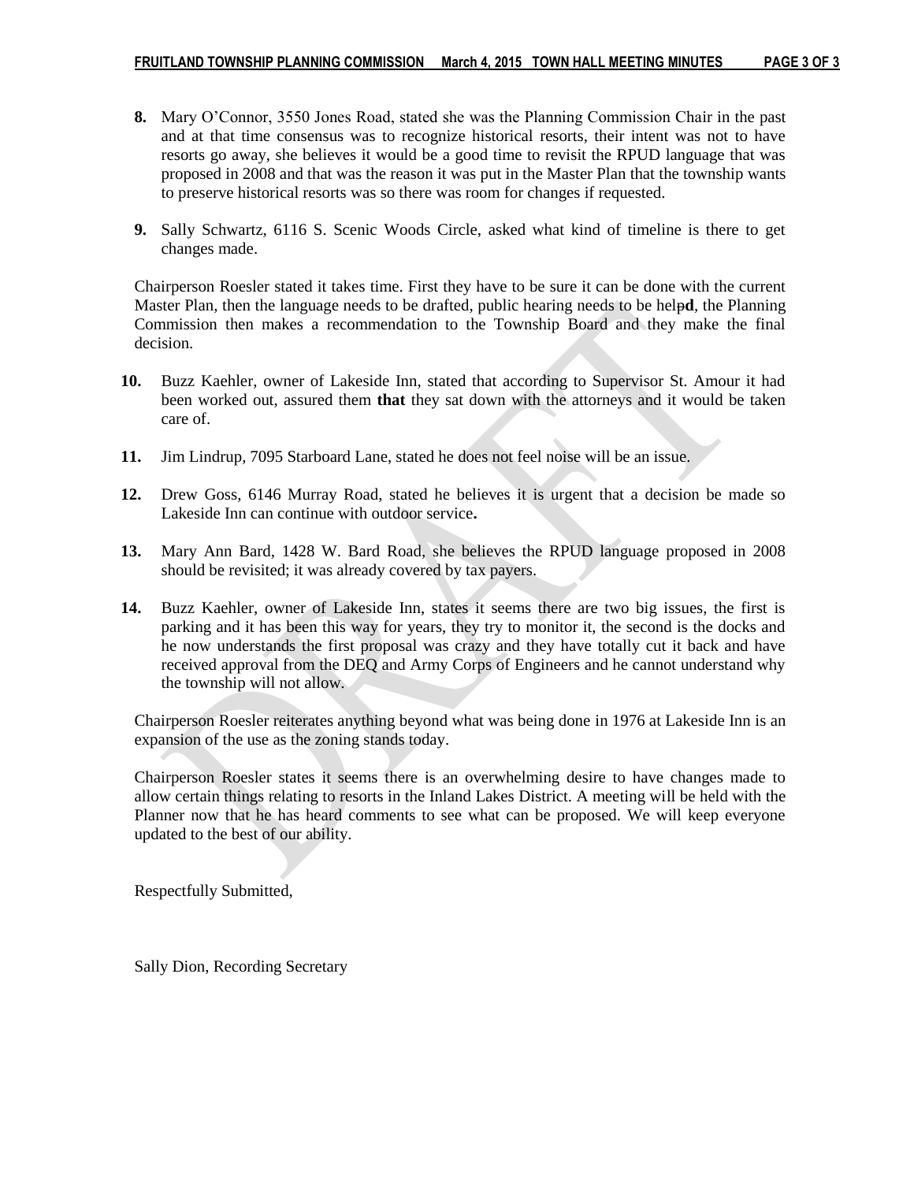8. Mary O'Connor, 3550 Jones Road, stated she was the Planning Commission Chair in the past and at that time consensus was to recognize historical resorts, their intent was not to have resorts go away, she believes it would be a good time to revisit the RPUD language that was proposed in 2008 and that was the reason it was put in the Master Plan that the township wants to preserve historical resorts was so there was room for changes if requested.

9. Sally Schwartz, 6116 S. Scenic Woods Circle, asked what kind of timeline is there to get changes made.

Chairperson Roesler stated it takes time. First they have to be sure it can be done with the current Master Plan, then the language needs to be drafted, public hearing needs to be hel~~p~~**d**, the Planning Commission then makes a recommendation to the Township Board and they make the final decision.

10. Buzz Kaehler, owner of Lakeside Inn, stated that according to Supervisor St. Amour it had been worked out, assured them **that** they sat down with the attorneys and it would be taken care of.

11. Jim Lindrup, 7095 Starboard Lane, stated he does not feel noise will be an issue.

12. Drew Goss, 6146 Murray Road, stated he believes it is urgent that a decision be made so Lakeside Inn can continue with outdoor service**.**

13. Mary Ann Bard, 1428 W. Bard Road, she believes the RPUD language proposed in 2008 should be revisited; it was already covered by tax payers.

14. Buzz Kaehler, owner of Lakeside Inn, states it seems there are two big issues, the first is parking and it has been this way for years, they try to monitor it, the second is the docks and he now understands the first proposal was crazy and they have totally cut it back and have received approval from the DEQ and Army Corps of Engineers and he cannot understand why the township will not allow.

Chairperson Roesler reiterates anything beyond what was being done in 1976 at Lakeside Inn is an expansion of the use as the zoning stands today.

Chairperson Roesler states it seems there is an overwhelming desire to have changes made to allow certain things relating to resorts in the Inland Lakes District. A meeting will be held with the Planner now that he has heard comments to see what can be proposed. We will keep everyone updated to the best of our ability.

Respectfully Submitted,

Sally Dion, Recording Secretary